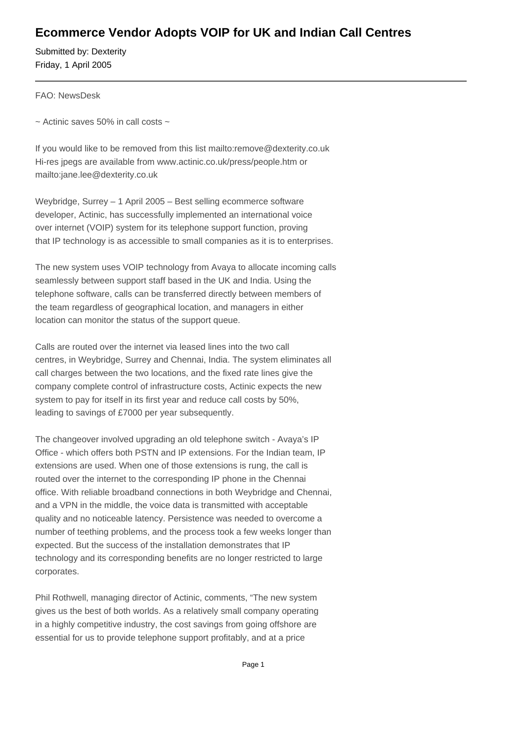# Ecommerce Vendor Adopts VOIP for UK and Indian Call Centres

Submitted by: Dexterity
Friday, 1 April 2005

---

FAO: NewsDesk

~ Actinic saves 50% in call costs ~

If you would like to be removed from this list mailto:remove@dexterity.co.uk
Hi-res jpegs are available from www.actinic.co.uk/press/people.htm or mailto:jane.lee@dexterity.co.uk

Weybridge, Surrey – 1 April 2005 – Best selling ecommerce software developer, Actinic, has successfully implemented an international voice over internet (VOIP) system for its telephone support function, proving that IP technology is as accessible to small companies as it is to enterprises.

The new system uses VOIP technology from Avaya to allocate incoming calls seamlessly between support staff based in the UK and India. Using the telephone software, calls can be transferred directly between members of the team regardless of geographical location, and managers in either location can monitor the status of the support queue.

Calls are routed over the internet via leased lines into the two call centres, in Weybridge, Surrey and Chennai, India. The system eliminates all call charges between the two locations, and the fixed rate lines give the company complete control of infrastructure costs, Actinic expects the new system to pay for itself in its first year and reduce call costs by 50%, leading to savings of £7000 per year subsequently.

The changeover involved upgrading an old telephone switch - Avaya's IP Office - which offers both PSTN and IP extensions. For the Indian team, IP extensions are used. When one of those extensions is rung, the call is routed over the internet to the corresponding IP phone in the Chennai office. With reliable broadband connections in both Weybridge and Chennai, and a VPN in the middle, the voice data is transmitted with acceptable quality and no noticeable latency. Persistence was needed to overcome a number of teething problems, and the process took a few weeks longer than expected. But the success of the installation demonstrates that IP technology and its corresponding benefits are no longer restricted to large corporates.

Phil Rothwell, managing director of Actinic, comments, "The new system gives us the best of both worlds. As a relatively small company operating in a highly competitive industry, the cost savings from going offshore are essential for us to provide telephone support profitably, and at a price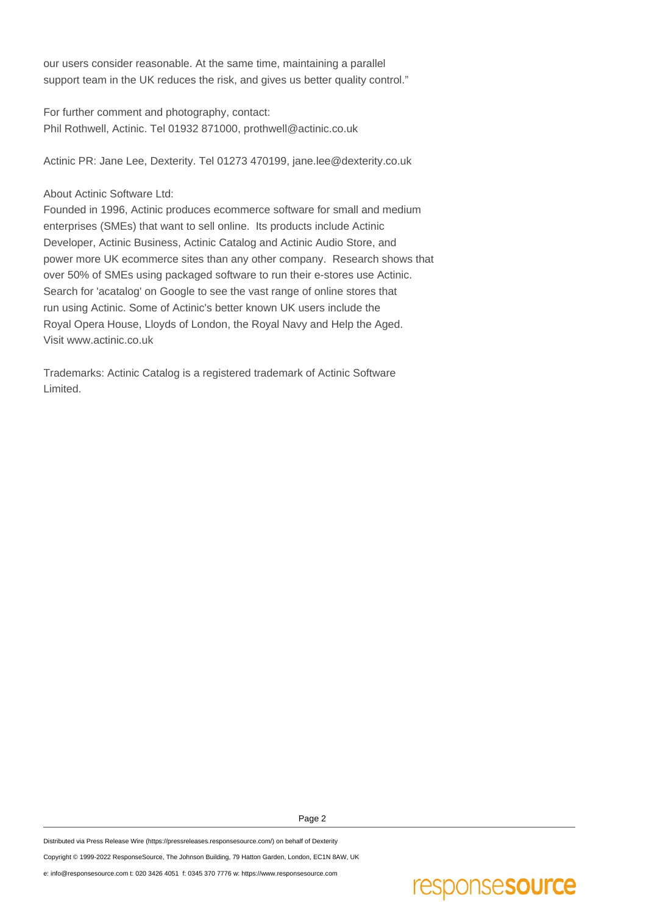our users consider reasonable. At the same time, maintaining a parallel support team in the UK reduces the risk, and gives us better quality control."

For further comment and photography, contact:
Phil Rothwell, Actinic. Tel 01932 871000, prothwell@actinic.co.uk

Actinic PR: Jane Lee, Dexterity. Tel 01273 470199, jane.lee@dexterity.co.uk

About Actinic Software Ltd:
Founded in 1996, Actinic produces ecommerce software for small and medium enterprises (SMEs) that want to sell online. Its products include Actinic Developer, Actinic Business, Actinic Catalog and Actinic Audio Store, and power more UK ecommerce sites than any other company. Research shows that over 50% of SMEs using packaged software to run their e-stores use Actinic. Search for 'acatalog' on Google to see the vast range of online stores that run using Actinic. Some of Actinic's better known UK users include the Royal Opera House, Lloyds of London, the Royal Navy and Help the Aged. Visit www.actinic.co.uk

Trademarks: Actinic Catalog is a registered trademark of Actinic Software Limited.

Distributed via Press Release Wire (https://pressreleases.responsesource.com/) on behalf of Dexterity

Copyright © 1999-2022 ResponseSource, The Johnson Building, 79 Hatton Garden, London, EC1N 8AW, UK

e: info@responsesource.com t: 020 3426 4051 f: 0345 370 7776 w: https://www.responsesource.com